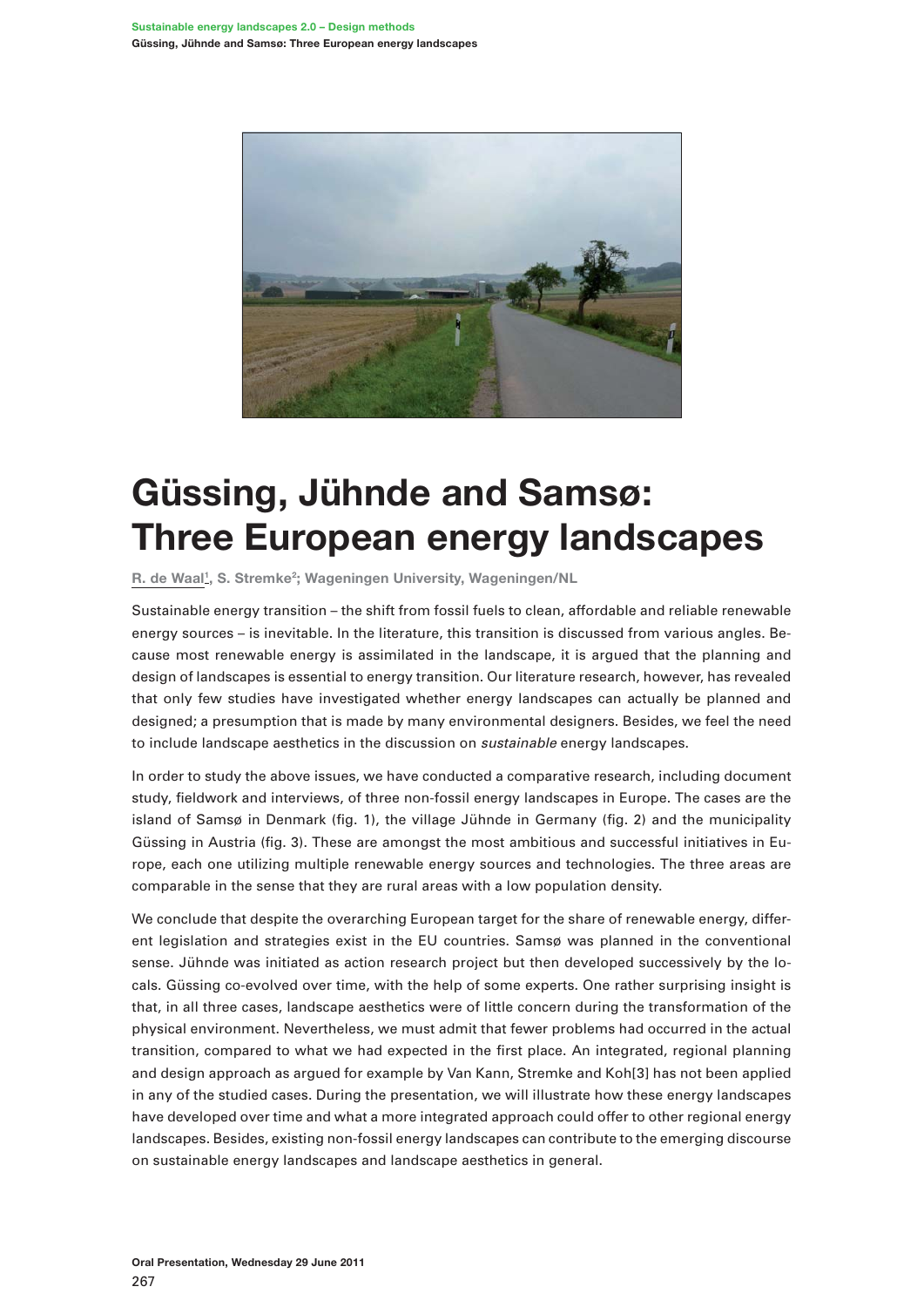# Güssing, Jühnde and Samsø: Three European energy landscapes

**R. de Waal[1], S. Stremke[2]; Wageningen University, Wageningen/NL**

Sustainable energy transition – the shift from fossil fuels to clean, affordable and reliable renewable energy sources – is inevitable. In the literature, this transition is discussed from various angles. Because most renewable energy is assimilated in the landscape, it is argued that the planning and design of landscapes is essential to energy transition. Our literature research, however, has revealed that only few studies have investigated whether energy landscapes can actually be planned and designed; a presumption that is made by many environmental designers. Besides, we feel the need to include landscape aesthetics in the discussion on *sustainable* energy landscapes.

In order to study the above issues, we have conducted a comparative research, including document study, fieldwork and interviews, of three non-fossil energy landscapes in Europe. The cases are the island of Samsø in Denmark (fig. 1), the village Jühnde in Germany (fig. 2) and the municipality Güssing in Austria (fig. 3). These are amongst the most ambitious and successful initiatives in Europe, each one utilizing multiple renewable energy sources and technologies. The three areas are comparable in the sense that they are rural areas with a low population density.

We conclude that despite the overarching European target for the share of renewable energy, different legislation and strategies exist in the EU countries. Samsø was planned in the conventional sense. Jühnde was initiated as action research project but then developed successively by the locals. Güssing co-evolved over time, with the help of some experts. One rather surprising insight is that, in all three cases, landscape aesthetics were of little concern during the transformation of the physical environment. Nevertheless, we must admit that fewer problems had occurred in the actual transition, compared to what we had expected in the first place. An integrated, regional planning and design approach as argued for example by Van Kann, Stremke and Koh[3] has not been applied in any of the studied cases. During the presentation, we will illustrate how these energy landscapes have developed over time and what a more integrated approach could offer to other regional energy landscapes. Besides, existing non-fossil energy landscapes can contribute to the emerging discourse on sustainable energy landscapes and landscape aesthetics in general.

**Oral Presentation, Wednesday 29 June 2011**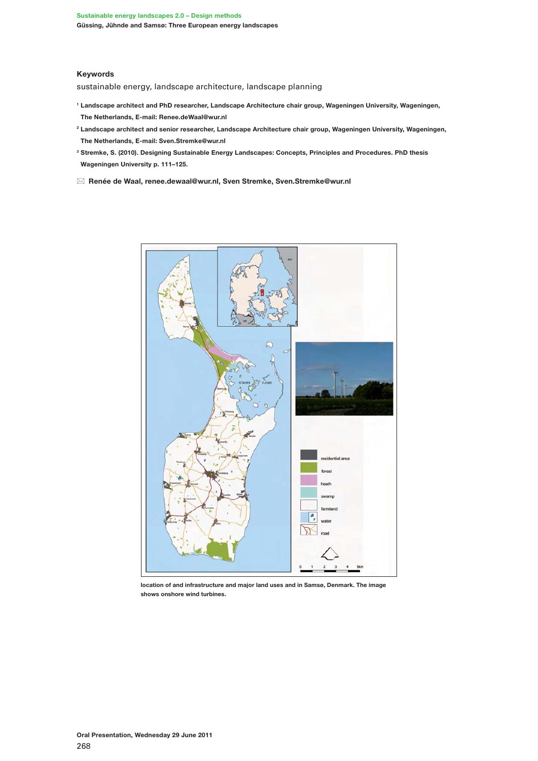## Keywords

sustainable energy, landscape architecture, landscape planning

[1] Landscape architect and PhD researcher, Landscape Architecture chair group, Wageningen University, Wageningen, The Netherlands, E-mail: Renee.deWaal@wur.nl

[2] Landscape architect and senior researcher, Landscape Architecture chair group, Wageningen University, Wageningen, The Netherlands, E-mail: Sven.Stremke@wur.nl

[3] Stremke, S. (2010). Designing Sustainable Energy Landscapes: Concepts, Principles and Procedures. PhD thesis Wageningen University p. 111–125.

✉ Renée de Waal, renee.dewaal@wur.nl, Sven Stremke, Sven.Stremke@wur.nl

location of and infrastructure and major land uses and in Samsø, Denmark. The image shows onshore wind turbines.

Oral Presentation, Wednesday 29 June 2011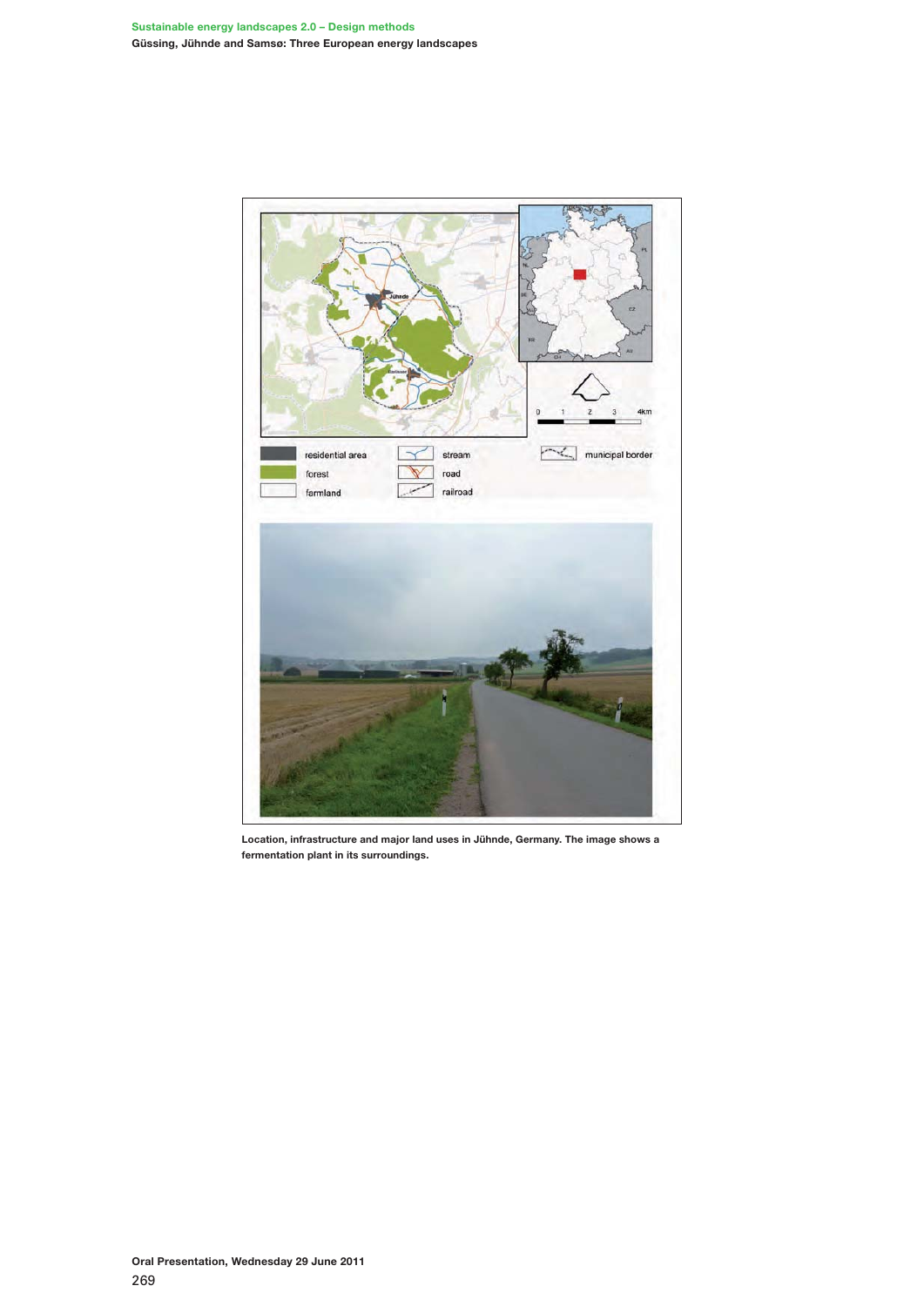Location, infrastructure and major land uses in Jühnde, Germany. The image shows a fermentation plant in its surroundings.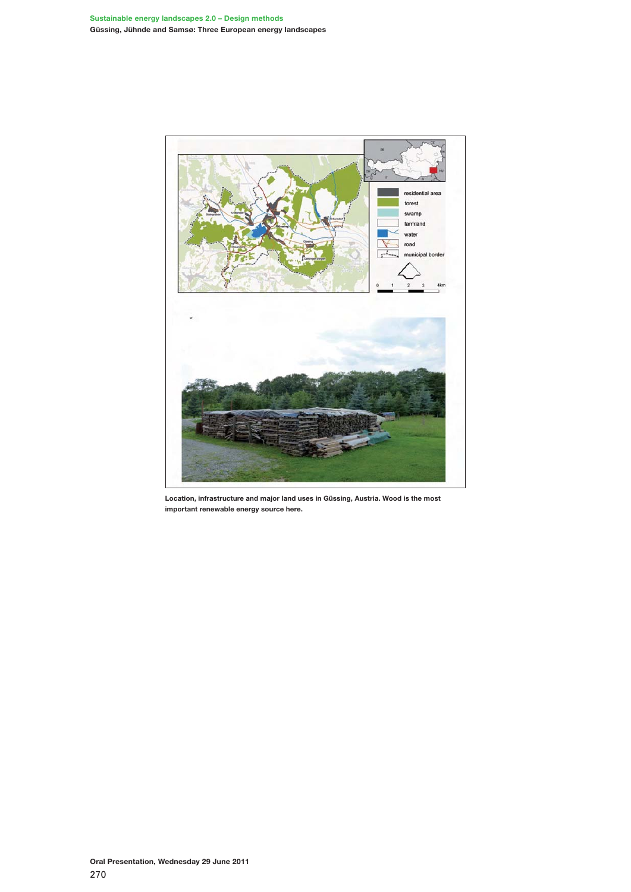residential area
forest
swamp
farmland
water
road
municipal border

0 1 2 3 4km

Location, infrastructure and major land uses in Güssing, Austria. Wood is the most important renewable energy source here.